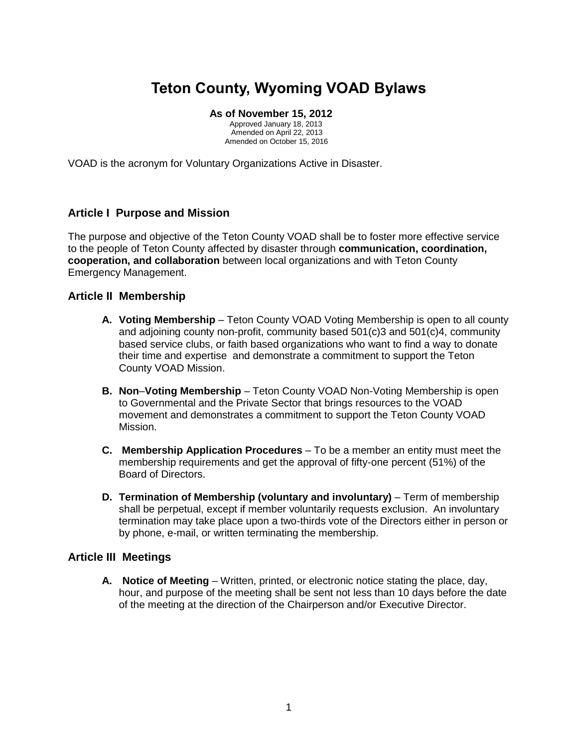# Teton County, Wyoming VOAD Bylaws

**As of November 15, 2012**
Approved January 18, 2013
Amended on April 22, 2013
Amended on October 15, 2016

VOAD is the acronym for Voluntary Organizations Active in Disaster.

## Article I Purpose and Mission

The purpose and objective of the Teton County VOAD shall be to foster more effective service to the people of Teton County affected by disaster through **communication, coordination, cooperation, and collaboration** between local organizations and with Teton County Emergency Management.

## Article II Membership

- **A. Voting Membership** – Teton County VOAD Voting Membership is open to all county and adjoining county non-profit, community based 501(c)3 and 501(c)4, community based service clubs, or faith based organizations who want to find a way to donate their time and expertise and demonstrate a commitment to support the Teton County VOAD Mission.

- **B. Non–Voting Membership** – Teton County VOAD Non-Voting Membership is open to Governmental and the Private Sector that brings resources to the VOAD movement and demonstrates a commitment to support the Teton County VOAD Mission.

- **C. Membership Application Procedures** – To be a member an entity must meet the membership requirements and get the approval of fifty-one percent (51%) of the Board of Directors.

- **D. Termination of Membership (voluntary and involuntary)** – Term of membership shall be perpetual, except if member voluntarily requests exclusion. An involuntary termination may take place upon a two-thirds vote of the Directors either in person or by phone, e-mail, or written terminating the membership.

## Article III Meetings

- **A. Notice of Meeting** – Written, printed, or electronic notice stating the place, day, hour, and purpose of the meeting shall be sent not less than 10 days before the date of the meeting at the direction of the Chairperson and/or Executive Director.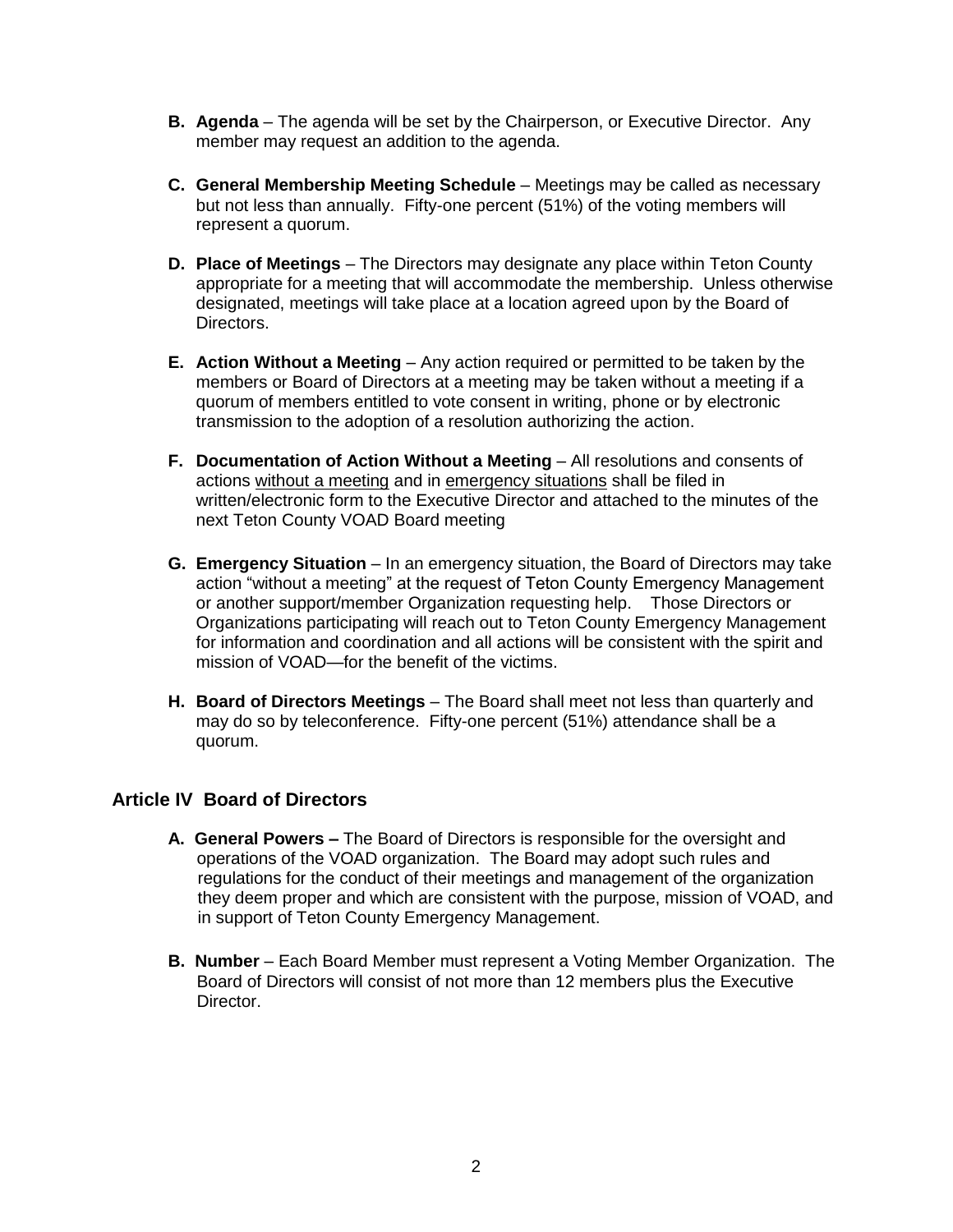**B. Agenda** – The agenda will be set by the Chairperson, or Executive Director. Any member may request an addition to the agenda.

**C. General Membership Meeting Schedule** – Meetings may be called as necessary but not less than annually. Fifty-one percent (51%) of the voting members will represent a quorum.

**D. Place of Meetings** – The Directors may designate any place within Teton County appropriate for a meeting that will accommodate the membership. Unless otherwise designated, meetings will take place at a location agreed upon by the Board of Directors.

**E. Action Without a Meeting** – Any action required or permitted to be taken by the members or Board of Directors at a meeting may be taken without a meeting if a quorum of members entitled to vote consent in writing, phone or by electronic transmission to the adoption of a resolution authorizing the action.

**F. Documentation of Action Without a Meeting** – All resolutions and consents of actions without a meeting and in emergency situations shall be filed in written/electronic form to the Executive Director and attached to the minutes of the next Teton County VOAD Board meeting

**G. Emergency Situation** – In an emergency situation, the Board of Directors may take action "without a meeting" at the request of Teton County Emergency Management or another support/member Organization requesting help. Those Directors or Organizations participating will reach out to Teton County Emergency Management for information and coordination and all actions will be consistent with the spirit and mission of VOAD—for the benefit of the victims.

**H. Board of Directors Meetings** – The Board shall meet not less than quarterly and may do so by teleconference. Fifty-one percent (51%) attendance shall be a quorum.

## Article IV Board of Directors

**A. General Powers –** The Board of Directors is responsible for the oversight and operations of the VOAD organization. The Board may adopt such rules and regulations for the conduct of their meetings and management of the organization they deem proper and which are consistent with the purpose, mission of VOAD, and in support of Teton County Emergency Management.

**B. Number** – Each Board Member must represent a Voting Member Organization. The Board of Directors will consist of not more than 12 members plus the Executive Director.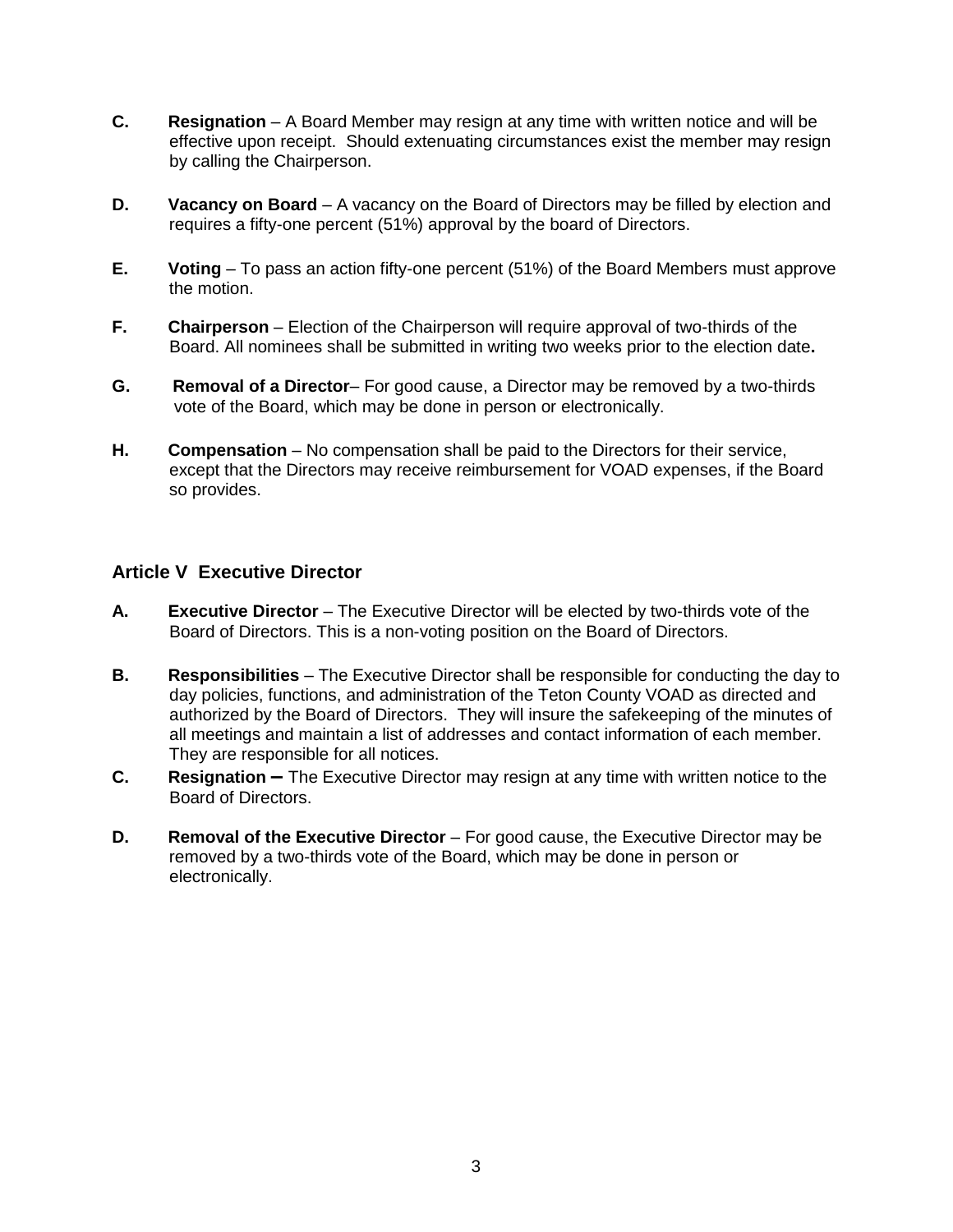**C.** **Resignation** – A Board Member may resign at any time with written notice and will be effective upon receipt. Should extenuating circumstances exist the member may resign by calling the Chairperson.

**D.** **Vacancy on Board** – A vacancy on the Board of Directors may be filled by election and requires a fifty-one percent (51%) approval by the board of Directors.

**E.** **Voting** – To pass an action fifty-one percent (51%) of the Board Members must approve the motion.

**F.** **Chairperson** – Election of the Chairperson will require approval of two-thirds of the Board. All nominees shall be submitted in writing two weeks prior to the election date**.**

**G.** **Removal of a Director**– For good cause, a Director may be removed by a two-thirds vote of the Board, which may be done in person or electronically.

**H.** **Compensation** – No compensation shall be paid to the Directors for their service, except that the Directors may receive reimbursement for VOAD expenses, if the Board so provides.

## Article V Executive Director

**A.** **Executive Director** – The Executive Director will be elected by two-thirds vote of the Board of Directors. This is a non-voting position on the Board of Directors.

**B.** **Responsibilities** – The Executive Director shall be responsible for conducting the day to day policies, functions, and administration of the Teton County VOAD as directed and authorized by the Board of Directors. They will insure the safekeeping of the minutes of all meetings and maintain a list of addresses and contact information of each member. They are responsible for all notices.

**C.** **Resignation –** The Executive Director may resign at any time with written notice to the Board of Directors.

**D.** **Removal of the Executive Director** – For good cause, the Executive Director may be removed by a two-thirds vote of the Board, which may be done in person or electronically.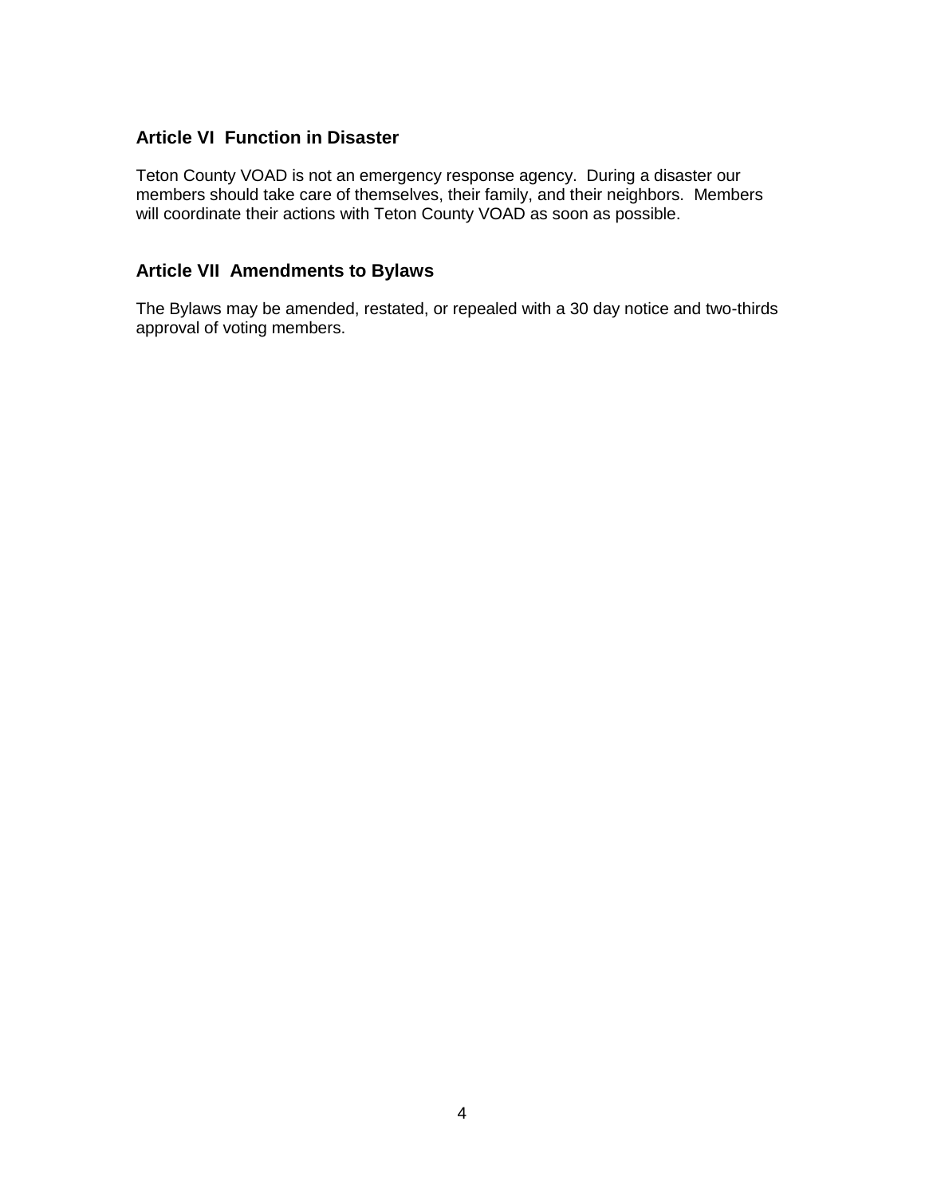## Article VI  Function in Disaster

Teton County VOAD is not an emergency response agency. During a disaster our members should take care of themselves, their family, and their neighbors. Members will coordinate their actions with Teton County VOAD as soon as possible.

## Article VII  Amendments to Bylaws

The Bylaws may be amended, restated, or repealed with a 30 day notice and two-thirds approval of voting members.